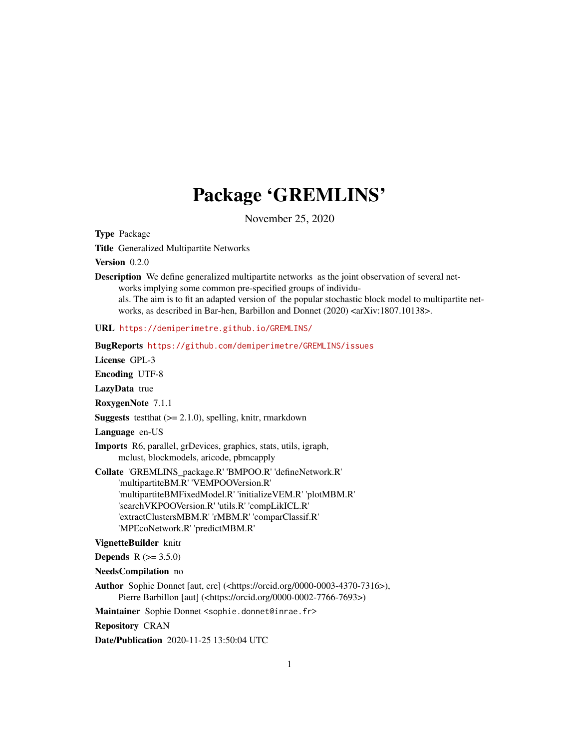# Package 'GREMLINS'

November 25, 2020

**Type** Package

**Title** Generalized Multipartite Networks

**Version** 0.2.0

**Description** We define generalized multipartite networks as the joint observation of several networks implying some common pre-specified groups of individuals. The aim is to fit an adapted version of the popular stochastic block model to multipartite networks, as described in Bar-hen, Barbillon and Donnet (2020) <arXiv:1807.10138>.

**URL** https://demiperimetre.github.io/GREMLINS/

**BugReports** https://github.com/demiperimetre/GREMLINS/issues

**License** GPL-3

**Encoding** UTF-8

**LazyData** true

**RoxygenNote** 7.1.1

**Suggests** testthat (>= 2.1.0), spelling, knitr, rmarkdown

**Language** en-US

**Imports** R6, parallel, grDevices, graphics, stats, utils, igraph, mclust, blockmodels, aricode, pbmcapply

**Collate** 'GREMLINS_package.R' 'BMPOO.R' 'defineNetwork.R' 'multipartiteBM.R' 'VEMPOOVersion.R' 'multipartiteBMFixedModel.R' 'initializeVEM.R' 'plotMBM.R' 'searchVKPOOVersion.R' 'utils.R' 'compLikICL.R' 'extractClustersMBM.R' 'rMBM.R' 'comparClassif.R' 'MPEcoNetwork.R' 'predictMBM.R'

**VignetteBuilder** knitr

**Depends** R (>= 3.5.0)

**NeedsCompilation** no

**Author** Sophie Donnet [aut, cre] (<https://orcid.org/0000-0003-4370-7316>), Pierre Barbillon [aut] (<https://orcid.org/0000-0002-7766-7693>)

**Maintainer** Sophie Donnet <sophie.donnet@inrae.fr>

**Repository** CRAN

**Date/Publication** 2020-11-25 13:50:04 UTC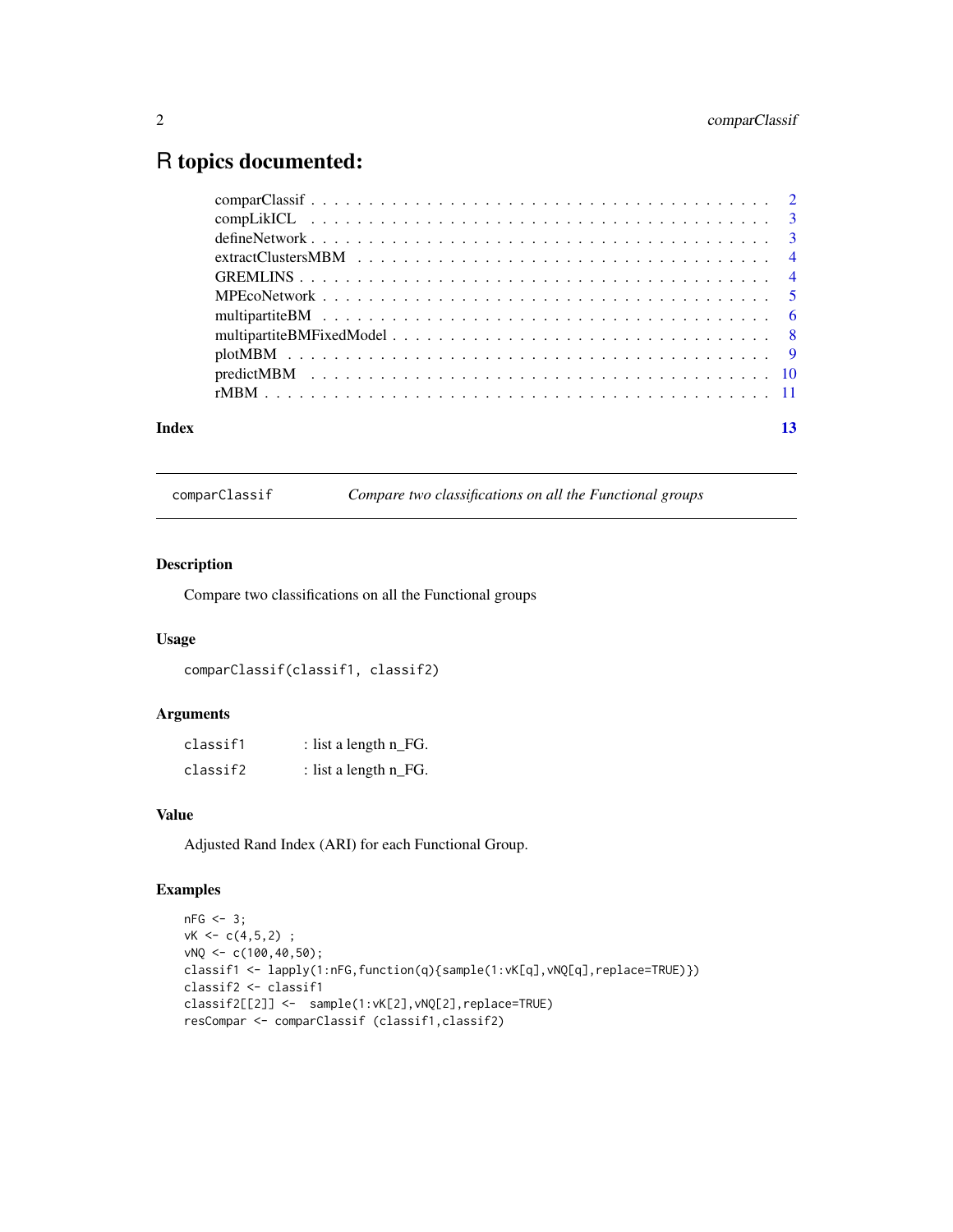# R topics documented:

| | |
|---|---|
| comparClassif | 2 |
| compLikICL | 3 |
| defineNetwork | 3 |
| extractClustersMBM | 4 |
| GREMLINS | 4 |
| MPEcoNetwork | 5 |
| multipartiteBM | 6 |
| multipartiteBMFixedModel | 8 |
| plotMBM | 9 |
| predictMBM | 10 |
| rMBM | 11 |

**Index** **13**

---

`comparClassif` *Compare two classifications on all the Functional groups*

---

## Description

Compare two classifications on all the Functional groups

## Usage

```
comparClassif(classif1, classif2)
```

## Arguments

| | |
|---|---|
| `classif1` | : list a length n_FG. |
| `classif2` | : list a length n_FG. |

## Value

Adjusted Rand Index (ARI) for each Functional Group.

## Examples

```
nFG <- 3;
vK <- c(4,5,2) ;
vNQ <- c(100,40,50);
classif1 <- lapply(1:nFG,function(q){sample(1:vK[q],vNQ[q],replace=TRUE)})
classif2 <- classif1
classif2[[2]] <-  sample(1:vK[2],vNQ[2],replace=TRUE)
resCompar <- comparClassif (classif1,classif2)
```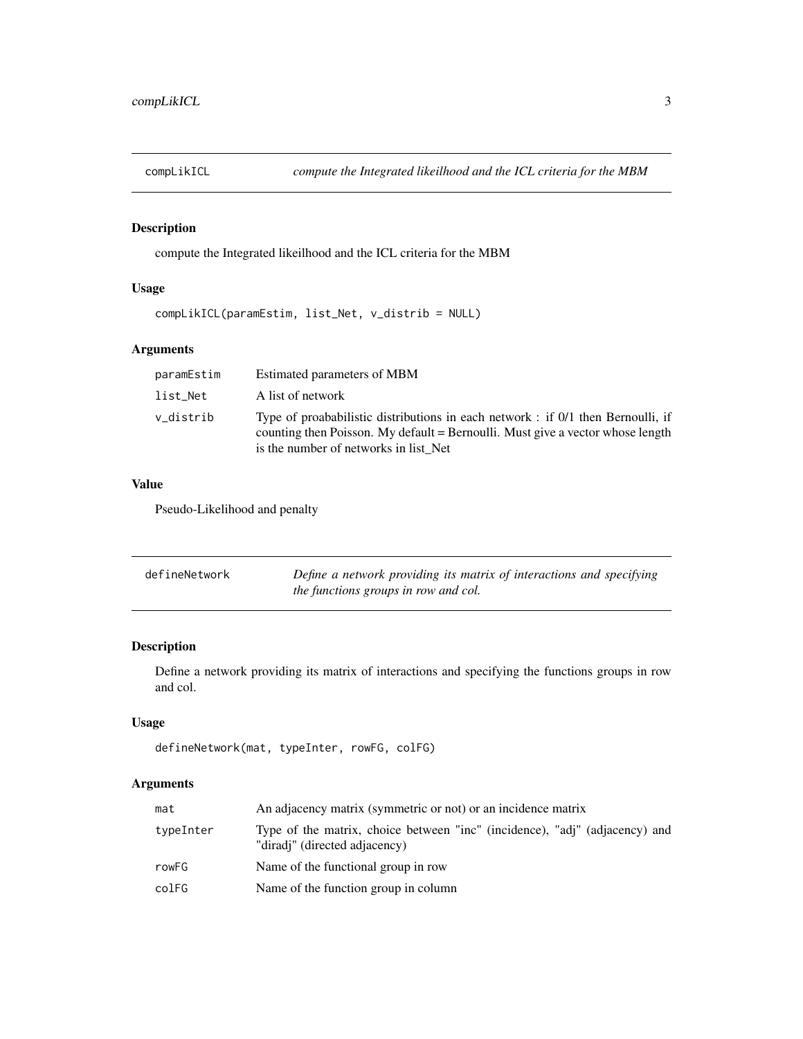## compLikICL — *compute the Integrated likeilhood and the ICL criteria for the MBM*

### Description

compute the Integrated likeilhood and the ICL criteria for the MBM

### Usage

```
compLikICL(paramEstim, list_Net, v_distrib = NULL)
```

### Arguments

| | |
|---|---|
| paramEstim | Estimated parameters of MBM |
| list_Net | A list of network |
| v_distrib | Type of proababilistic distributions in each network : if 0/1 then Bernoulli, if counting then Poisson. My default = Bernoulli. Must give a vector whose length is the number of networks in list_Net |

### Value

Pseudo-Likelihood and penalty

## defineNetwork — *Define a network providing its matrix of interactions and specifying the functions groups in row and col.*

### Description

Define a network providing its matrix of interactions and specifying the functions groups in row and col.

### Usage

```
defineNetwork(mat, typeInter, rowFG, colFG)
```

### Arguments

| | |
|---|---|
| mat | An adjacency matrix (symmetric or not) or an incidence matrix |
| typeInter | Type of the matrix, choice between "inc" (incidence), "adj" (adjacency) and "diradj" (directed adjacency) |
| rowFG | Name of the functional group in row |
| colFG | Name of the function group in column |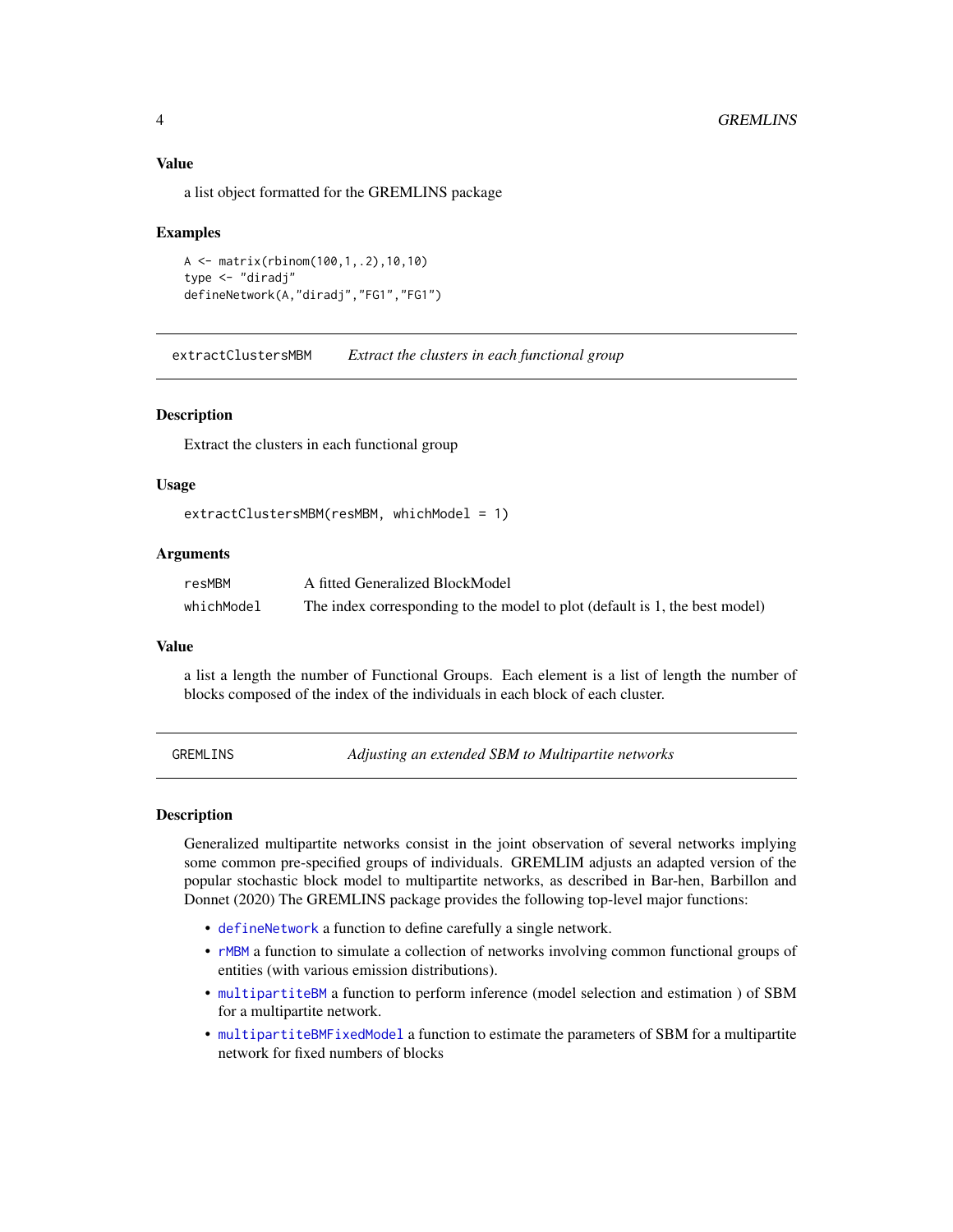### Value

a list object formatted for the GREMLINS package

### Examples

```
A <- matrix(rbinom(100,1,.2),10,10)
type <- "diradj"
defineNetwork(A,"diradj","FG1","FG1")
```

---

## extractClustersMBM — *Extract the clusters in each functional group*

### Description

Extract the clusters in each functional group

### Usage

```
extractClustersMBM(resMBM, whichModel = 1)
```

### Arguments

| | |
|---|---|
| resMBM | A fitted Generalized BlockModel |
| whichModel | The index corresponding to the model to plot (default is 1, the best model) |

### Value

a list a length the number of Functional Groups. Each element is a list of length the number of blocks composed of the index of the individuals in each block of each cluster.

---

## GREMLINS — *Adjusting an extended SBM to Multipartite networks*

### Description

Generalized multipartite networks consist in the joint observation of several networks implying some common pre-specified groups of individuals. GREMLIM adjusts an adapted version of the popular stochastic block model to multipartite networks, as described in Bar-hen, Barbillon and Donnet (2020) The GREMLINS package provides the following top-level major functions:

- defineNetwork a function to define carefully a single network.
- rMBM a function to simulate a collection of networks involving common functional groups of entities (with various emission distributions).
- multipartiteBM a function to perform inference (model selection and estimation ) of SBM for a multipartite network.
- multipartiteBMFixedModel a function to estimate the parameters of SBM for a multipartite network for fixed numbers of blocks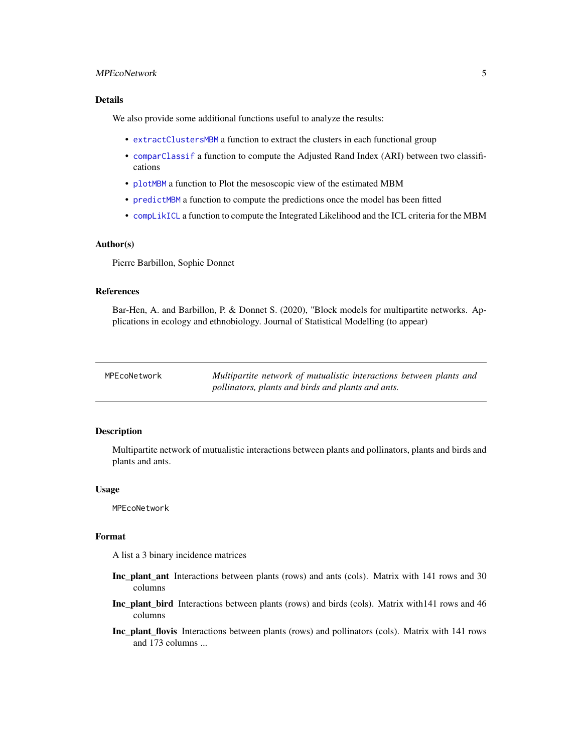## Details

We also provide some additional functions useful to analyze the results:

- `extractClustersMBM` a function to extract the clusters in each functional group
- `comparClassif` a function to compute the Adjusted Rand Index (ARI) between two classifications
- `plotMBM` a function to Plot the mesoscopic view of the estimated MBM
- `predictMBM` a function to compute the predictions once the model has been fitted
- `compLikICL` a function to compute the Integrated Likelihood and the ICL criteria for the MBM

## Author(s)

Pierre Barbillon, Sophie Donnet

## References

Bar-Hen, A. and Barbillon, P. & Donnet S. (2020), "Block models for multipartite networks. Applications in ecology and ethnobiology. Journal of Statistical Modelling (to appear)

---

# MPEcoNetwork — *Multipartite network of mutualistic interactions between plants and pollinators, plants and birds and plants and ants.*

---

## Description

Multipartite network of mutualistic interactions between plants and pollinators, plants and birds and plants and ants.

## Usage

```
MPEcoNetwork
```

## Format

A list a 3 binary incidence matrices

**Inc_plant_ant** Interactions between plants (rows) and ants (cols). Matrix with 141 rows and 30 columns

**Inc_plant_bird** Interactions between plants (rows) and birds (cols). Matrix with141 rows and 46 columns

**Inc_plant_flovis** Interactions between plants (rows) and pollinators (cols). Matrix with 141 rows and 173 columns ...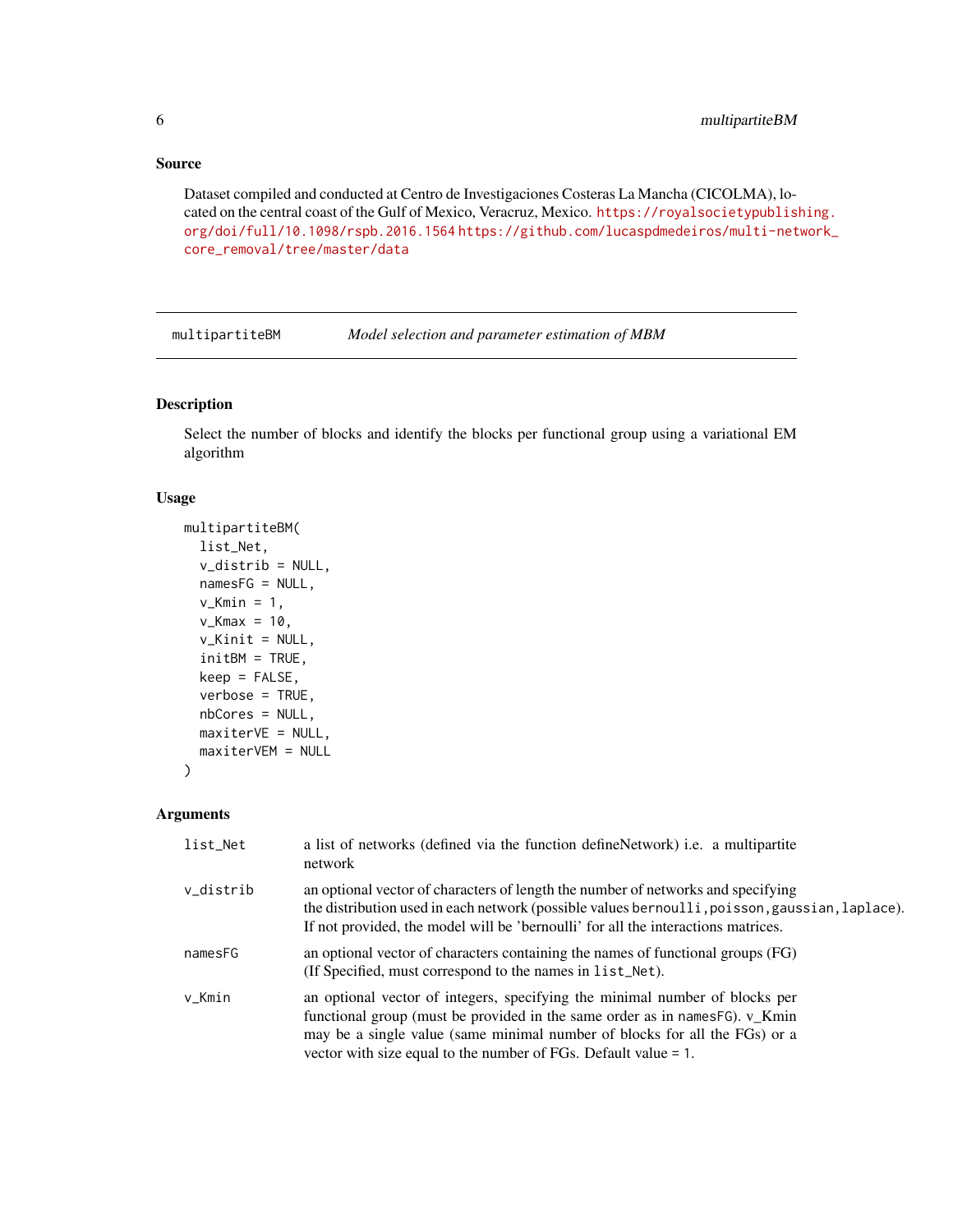### Source

Dataset compiled and conducted at Centro de Investigaciones Costeras La Mancha (CICOLMA), located on the central coast of the Gulf of Mexico, Veracruz, Mexico. https://royalsocietypublishing.org/doi/full/10.1098/rspb.2016.1564 https://github.com/lucaspdmedeiros/multi-network_core_removal/tree/master/data

---

## multipartiteBM — *Model selection and parameter estimation of MBM*

### Description

Select the number of blocks and identify the blocks per functional group using a variational EM algorithm

### Usage

```
multipartiteBM(
  list_Net,
  v_distrib = NULL,
  namesFG = NULL,
  v_Kmin = 1,
  v_Kmax = 10,
  v_Kinit = NULL,
  initBM = TRUE,
  keep = FALSE,
  verbose = TRUE,
  nbCores = NULL,
  maxiterVE = NULL,
  maxiterVEM = NULL
)
```

### Arguments

| | |
|---|---|
| `list_Net` | a list of networks (defined via the function defineNetwork) i.e. a multipartite network |
| `v_distrib` | an optional vector of characters of length the number of networks and specifying the distribution used in each network (possible values `bernoulli`, `poisson`, `gaussian`, `laplace`). If not provided, the model will be 'bernoulli' for all the interactions matrices. |
| `namesFG` | an optional vector of characters containing the names of functional groups (FG) (If Specified, must correspond to the names in `list_Net`). |
| `v_Kmin` | an optional vector of integers, specifying the minimal number of blocks per functional group (must be provided in the same order as in `namesFG`). v_Kmin may be a single value (same minimal number of blocks for all the FGs) or a vector with size equal to the number of FGs. Default value = 1. |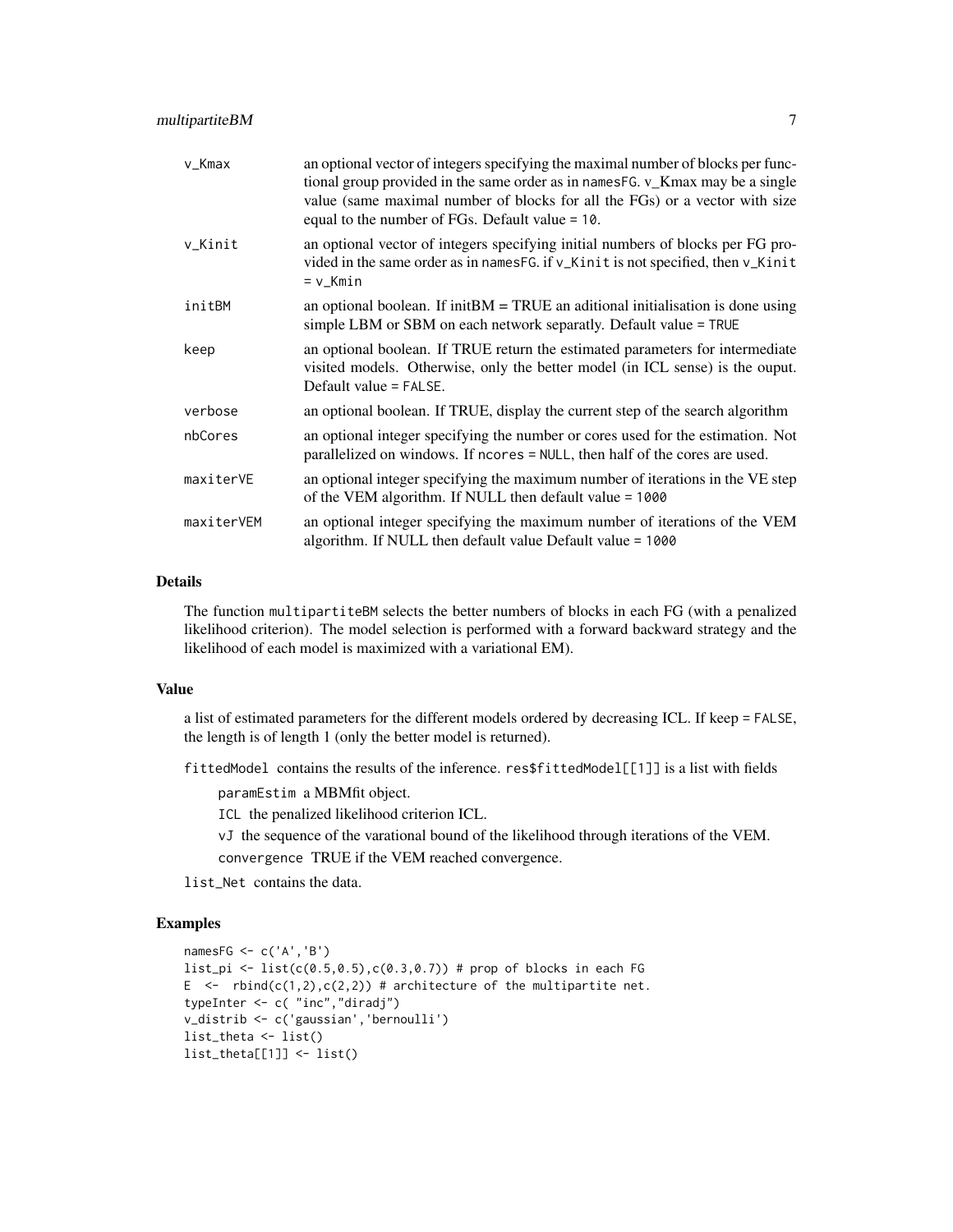| | |
|---|---|
| v_Kmax | an optional vector of integers specifying the maximal number of blocks per functional group provided in the same order as in namesFG. v_Kmax may be a single value (same maximal number of blocks for all the FGs) or a vector with size equal to the number of FGs. Default value = 10. |
| v_Kinit | an optional vector of integers specifying initial numbers of blocks per FG provided in the same order as in namesFG. if v_Kinit is not specified, then v_Kinit = v_Kmin |
| initBM | an optional boolean. If initBM = TRUE an aditional initialisation is done using simple LBM or SBM on each network separatly. Default value = TRUE |
| keep | an optional boolean. If TRUE return the estimated parameters for intermediate visited models. Otherwise, only the better model (in ICL sense) is the ouput. Default value = FALSE. |
| verbose | an optional boolean. If TRUE, display the current step of the search algorithm |
| nbCores | an optional integer specifying the number or cores used for the estimation. Not parallelized on windows. If ncores = NULL, then half of the cores are used. |
| maxiterVE | an optional integer specifying the maximum number of iterations in the VE step of the VEM algorithm. If NULL then default value = 1000 |
| maxiterVEM | an optional integer specifying the maximum number of iterations of the VEM algorithm. If NULL then default value Default value = 1000 |

## Details

The function multipartiteBM selects the better numbers of blocks in each FG (with a penalized likelihood criterion). The model selection is performed with a forward backward strategy and the likelihood of each model is maximized with a variational EM).

## Value

a list of estimated parameters for the different models ordered by decreasing ICL. If keep = FALSE, the length is of length 1 (only the better model is returned).

fittedModel contains the results of the inference. res$fittedModel[[1]] is a list with fields

- paramEstim a MBMfit object.
- ICL the penalized likelihood criterion ICL.
- vJ the sequence of the varational bound of the likelihood through iterations of the VEM.
- convergence TRUE if the VEM reached convergence.

list_Net contains the data.

## Examples

```
namesFG <- c('A','B')
list_pi <- list(c(0.5,0.5),c(0.3,0.7)) # prop of blocks in each FG
E  <-  rbind(c(1,2),c(2,2)) # architecture of the multipartite net.
typeInter <- c( "inc","diradj")
v_distrib <- c('gaussian','bernoulli')
list_theta <- list()
list_theta[[1]] <- list()
```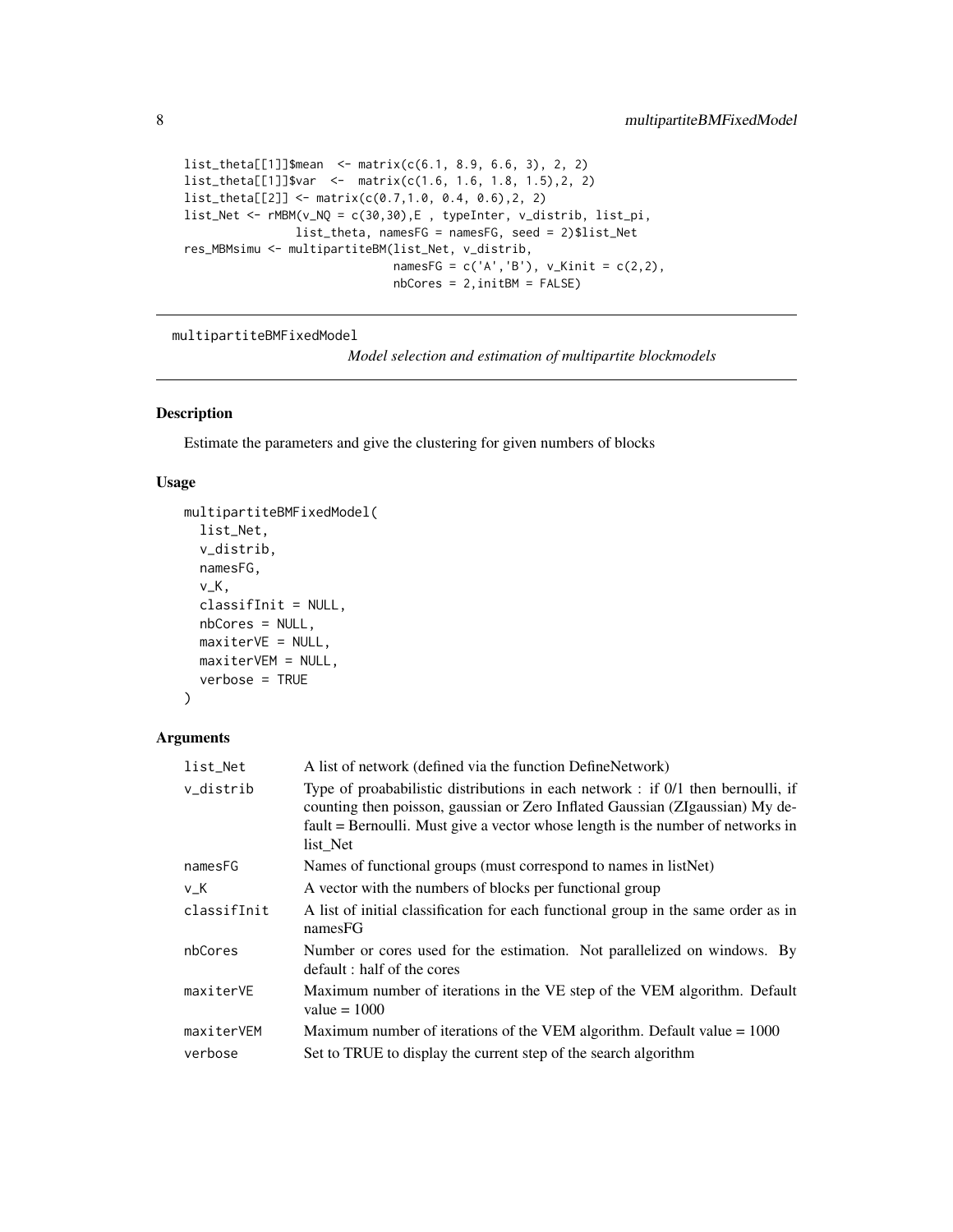```
list_theta[[1]]$mean  <- matrix(c(6.1, 8.9, 6.6, 3), 2, 2)
list_theta[[1]]$var  <-  matrix(c(1.6, 1.6, 1.8, 1.5),2, 2)
list_theta[[2]] <- matrix(c(0.7,1.0, 0.4, 0.6),2, 2)
list_Net <- rMBM(v_NQ = c(30,30),E , typeInter, v_distrib, list_pi,
                list_theta, namesFG = namesFG, seed = 2)$list_Net
res_MBMsimu <- multipartiteBM(list_Net, v_distrib,
                              namesFG = c('A','B'), v_Kinit = c(2,2),
                              nbCores = 2,initBM = FALSE)
```

---

## multipartiteBMFixedModel

*Model selection and estimation of multipartite blockmodels*

---

### Description

Estimate the parameters and give the clustering for given numbers of blocks

### Usage

```
multipartiteBMFixedModel(
  list_Net,
  v_distrib,
  namesFG,
  v_K,
  classifInit = NULL,
  nbCores = NULL,
  maxiterVE = NULL,
  maxiterVEM = NULL,
  verbose = TRUE
)
```

### Arguments

| | |
|---|---|
| `list_Net` | A list of network (defined via the function DefineNetwork) |
| `v_distrib` | Type of proababilistic distributions in each network : if 0/1 then bernoulli, if counting then poisson, gaussian or Zero Inflated Gaussian (ZIgaussian) My default = Bernoulli. Must give a vector whose length is the number of networks in list_Net |
| `namesFG` | Names of functional groups (must correspond to names in listNet) |
| `v_K` | A vector with the numbers of blocks per functional group |
| `classifInit` | A list of initial classification for each functional group in the same order as in namesFG |
| `nbCores` | Number or cores used for the estimation. Not parallelized on windows. By default : half of the cores |
| `maxiterVE` | Maximum number of iterations in the VE step of the VEM algorithm. Default value = 1000 |
| `maxiterVEM` | Maximum number of iterations of the VEM algorithm. Default value = 1000 |
| `verbose` | Set to TRUE to display the current step of the search algorithm |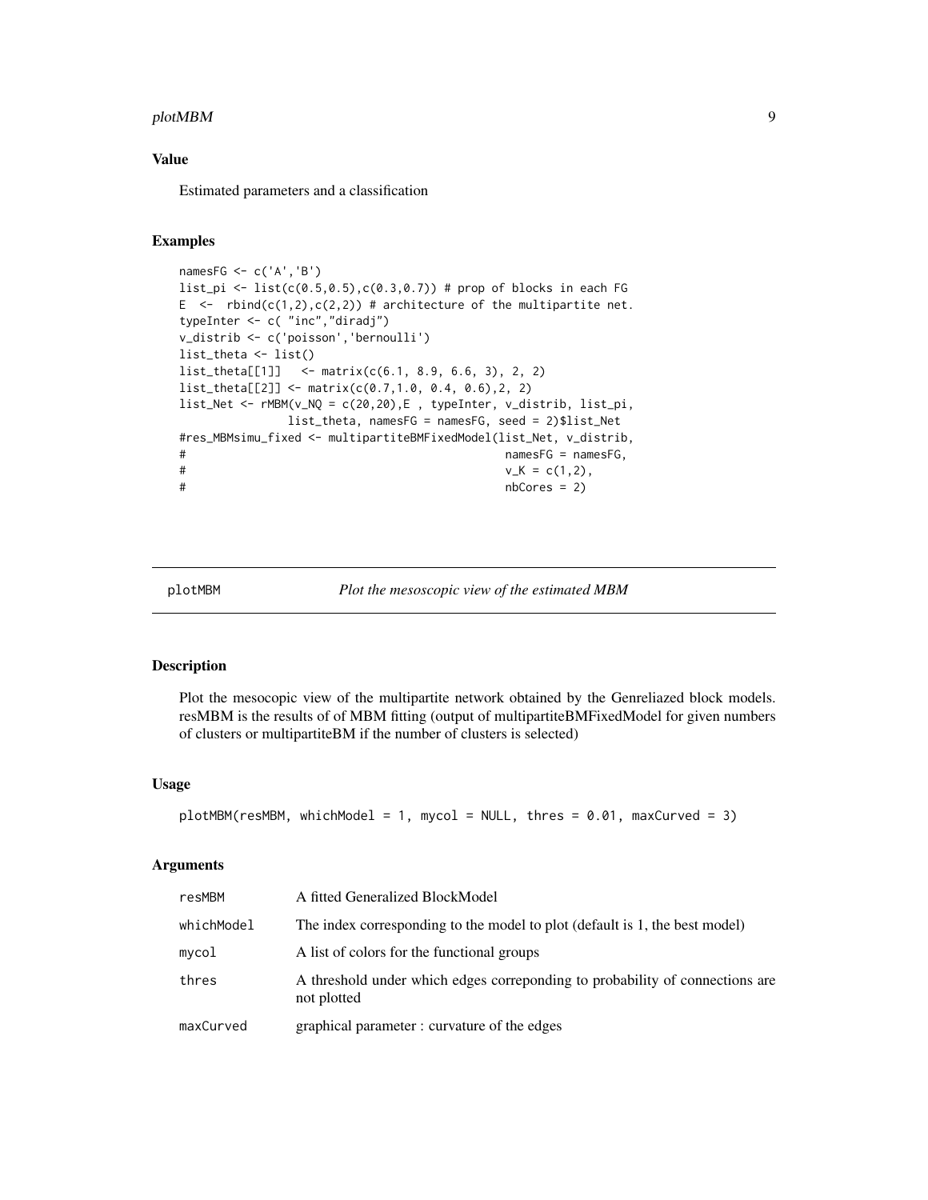## Value

Estimated parameters and a classification

## Examples

```
namesFG <- c('A','B')
list_pi <- list(c(0.5,0.5),c(0.3,0.7)) # prop of blocks in each FG
E  <-  rbind(c(1,2),c(2,2)) # architecture of the multipartite net.
typeInter <- c( "inc","diradj")
v_distrib <- c('poisson','bernoulli')
list_theta <- list()
list_theta[[1]]   <- matrix(c(6.1, 8.9, 6.6, 3), 2, 2)
list_theta[[2]] <- matrix(c(0.7,1.0, 0.4, 0.6),2, 2)
list_Net <- rMBM(v_NQ = c(20,20),E , typeInter, v_distrib, list_pi,
                list_theta, namesFG = namesFG, seed = 2)$list_Net
#res_MBMsimu_fixed <- multipartiteBMFixedModel(list_Net, v_distrib,
#                                               namesFG = namesFG,
#                                               v_K = c(1,2),
#                                               nbCores = 2)
```

---

# plotMBM — *Plot the mesoscopic view of the estimated MBM*

## Description

Plot the mesocopic view of the multipartite network obtained by the Genreliazed block models. resMBM is the results of of MBM fitting (output of multipartiteBMFixedModel for given numbers of clusters or multipartiteBM if the number of clusters is selected)

## Usage

```
plotMBM(resMBM, whichModel = 1, mycol = NULL, thres = 0.01, maxCurved = 3)
```

## Arguments

| | |
|---|---|
| resMBM | A fitted Generalized BlockModel |
| whichModel | The index corresponding to the model to plot (default is 1, the best model) |
| mycol | A list of colors for the functional groups |
| thres | A threshold under which edges correponding to probability of connections are not plotted |
| maxCurved | graphical parameter : curvature of the edges |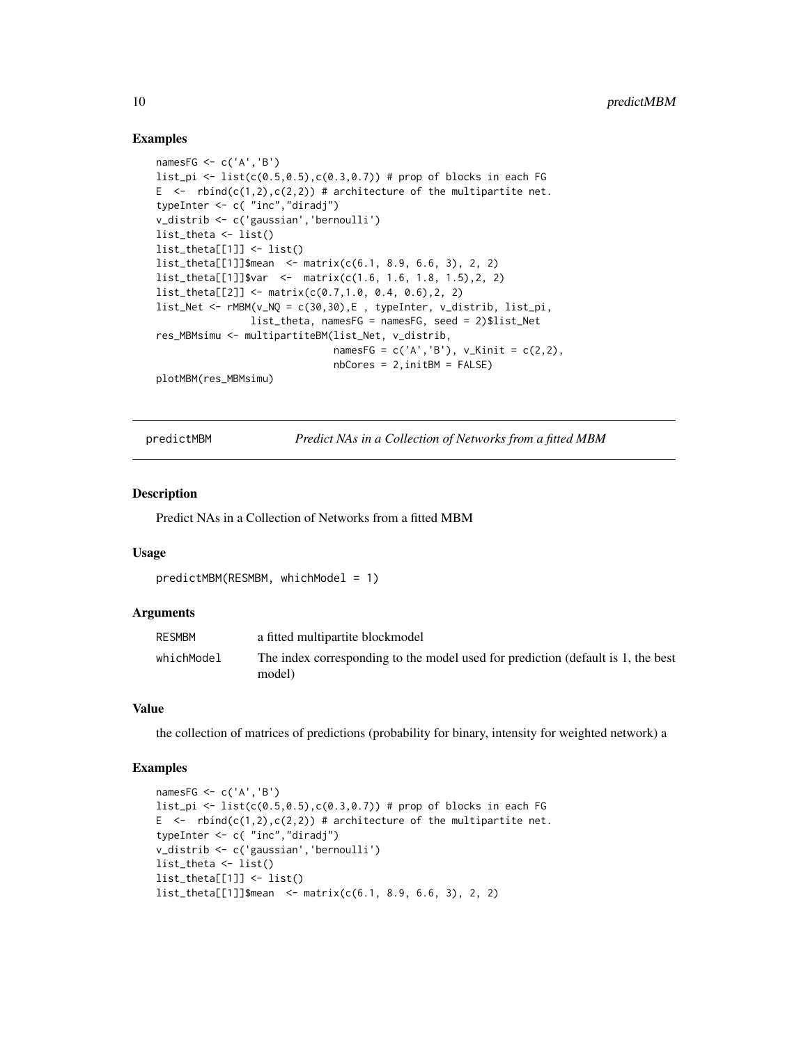### Examples

```
namesFG <- c('A','B')
list_pi <- list(c(0.5,0.5),c(0.3,0.7)) # prop of blocks in each FG
E  <-  rbind(c(1,2),c(2,2)) # architecture of the multipartite net.
typeInter <- c( "inc","diradj")
v_distrib <- c('gaussian','bernoulli')
list_theta <- list()
list_theta[[1]] <- list()
list_theta[[1]]$mean  <- matrix(c(6.1, 8.9, 6.6, 3), 2, 2)
list_theta[[1]]$var  <-  matrix(c(1.6, 1.6, 1.8, 1.5),2, 2)
list_theta[[2]] <- matrix(c(0.7,1.0, 0.4, 0.6),2, 2)
list_Net <- rMBM(v_NQ = c(30,30),E , typeInter, v_distrib, list_pi,
                list_theta, namesFG = namesFG, seed = 2)$list_Net
res_MBMsimu <- multipartiteBM(list_Net, v_distrib,
                              namesFG = c('A','B'), v_Kinit = c(2,2),
                              nbCores = 2,initBM = FALSE)
plotMBM(res_MBMsimu)
```

---

## predictMBM — *Predict NAs in a Collection of Networks from a fitted MBM*

### Description

Predict NAs in a Collection of Networks from a fitted MBM

### Usage

```
predictMBM(RESMBM, whichModel = 1)
```

### Arguments

| | |
|---|---|
| RESMBM | a fitted multipartite blockmodel |
| whichModel | The index corresponding to the model used for prediction (default is 1, the best model) |

### Value

the collection of matrices of predictions (probability for binary, intensity for weighted network) a

### Examples

```
namesFG <- c('A','B')
list_pi <- list(c(0.5,0.5),c(0.3,0.7)) # prop of blocks in each FG
E  <-  rbind(c(1,2),c(2,2)) # architecture of the multipartite net.
typeInter <- c( "inc","diradj")
v_distrib <- c('gaussian','bernoulli')
list_theta <- list()
list_theta[[1]] <- list()
list_theta[[1]]$mean  <- matrix(c(6.1, 8.9, 6.6, 3), 2, 2)
```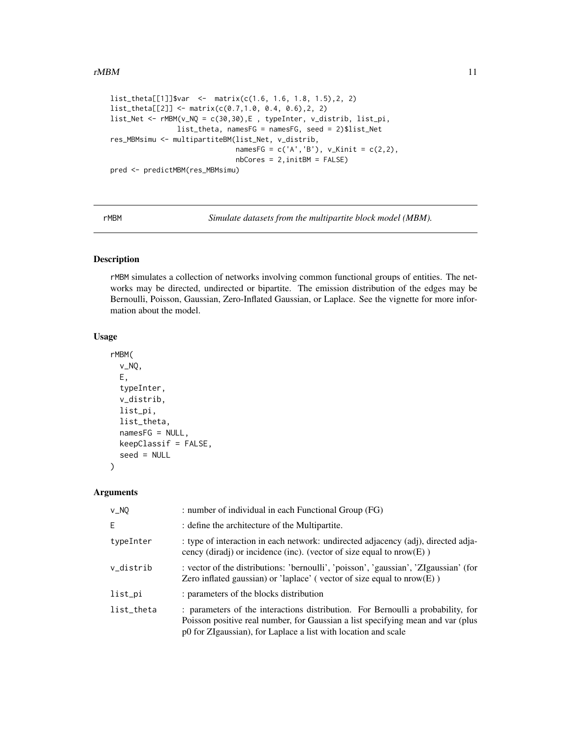```
list_theta[[1]]$var  <-  matrix(c(1.6, 1.6, 1.8, 1.5),2, 2)
list_theta[[2]] <- matrix(c(0.7,1.0, 0.4, 0.6),2, 2)
list_Net <- rMBM(v_NQ = c(30,30),E , typeInter, v_distrib, list_pi,
                list_theta, namesFG = namesFG, seed = 2)$list_Net
res_MBMsimu <- multipartiteBM(list_Net, v_distrib,
                              namesFG = c('A','B'), v_Kinit = c(2,2),
                              nbCores = 2,initBM = FALSE)
pred <- predictMBM(res_MBMsimu)
```

## rMBM — *Simulate datasets from the multipartite block model (MBM).*

### Description

rMBM simulates a collection of networks involving common functional groups of entities. The networks may be directed, undirected or bipartite. The emission distribution of the edges may be Bernoulli, Poisson, Gaussian, Zero-Inflated Gaussian, or Laplace. See the vignette for more information about the model.

### Usage

```
rMBM(
  v_NQ,
  E,
  typeInter,
  v_distrib,
  list_pi,
  list_theta,
  namesFG = NULL,
  keepClassif = FALSE,
  seed = NULL
)
```

### Arguments

| | |
|---|---|
| v_NQ | : number of individual in each Functional Group (FG) |
| E | : define the architecture of the Multipartite. |
| typeInter | : type of interaction in each network: undirected adjacency (adj), directed adjacency (diradj) or incidence (inc). (vector of size equal to nrow(E) ) |
| v_distrib | : vector of the distributions: 'bernoulli', 'poisson', 'gaussian', 'ZIgaussian' (for Zero inflated gaussian) or 'laplace' ( vector of size equal to nrow(E) ) |
| list_pi | : parameters of the blocks distribution |
| list_theta | : parameters of the interactions distribution. For Bernoulli a probability, for Poisson positive real number, for Gaussian a list specifying mean and var (plus p0 for ZIgaussian), for Laplace a list with location and scale |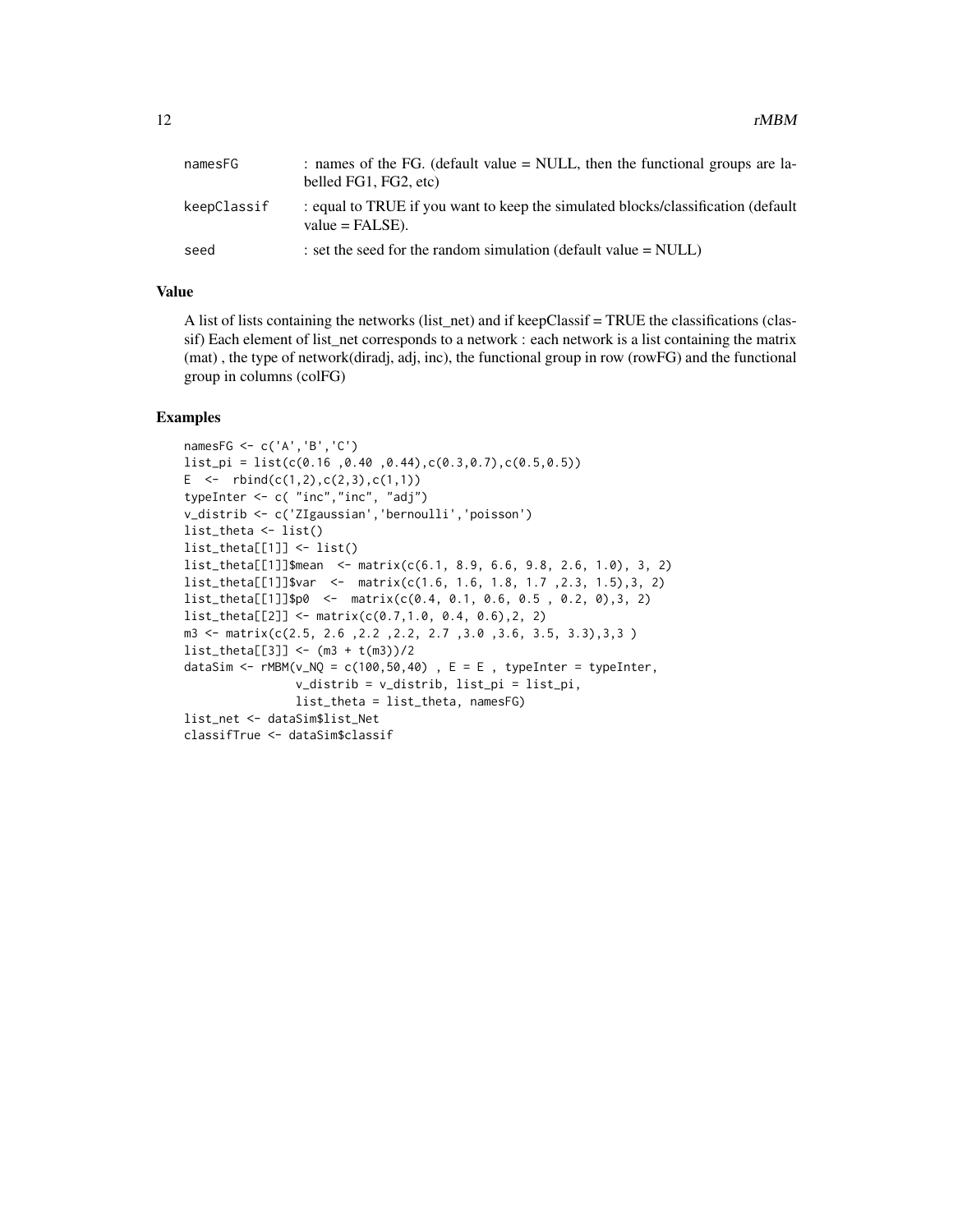| | |
|---|---|
| namesFG | : names of the FG. (default value = NULL, then the functional groups are labelled FG1, FG2, etc) |
| keepClassif | : equal to TRUE if you want to keep the simulated blocks/classification (default value = FALSE). |
| seed | : set the seed for the random simulation (default value = NULL) |

## Value

A list of lists containing the networks (list_net) and if keepClassif = TRUE the classifications (classif) Each element of list_net corresponds to a network : each network is a list containing the matrix (mat) , the type of network(diradj, adj, inc), the functional group in row (rowFG) and the functional group in columns (colFG)

## Examples

```
namesFG <- c('A','B','C')
list_pi = list(c(0.16 ,0.40 ,0.44),c(0.3,0.7),c(0.5,0.5))
E  <-  rbind(c(1,2),c(2,3),c(1,1))
typeInter <- c( "inc","inc", "adj")
v_distrib <- c('ZIgaussian','bernoulli','poisson')
list_theta <- list()
list_theta[[1]] <- list()
list_theta[[1]]$mean  <- matrix(c(6.1, 8.9, 6.6, 9.8, 2.6, 1.0), 3, 2)
list_theta[[1]]$var  <-  matrix(c(1.6, 1.6, 1.8, 1.7 ,2.3, 1.5),3, 2)
list_theta[[1]]$p0  <-  matrix(c(0.4, 0.1, 0.6, 0.5 , 0.2, 0),3, 2)
list_theta[[2]] <- matrix(c(0.7,1.0, 0.4, 0.6),2, 2)
m3 <- matrix(c(2.5, 2.6 ,2.2 ,2.2, 2.7 ,3.0 ,3.6, 3.5, 3.3),3,3 )
list_theta[[3]] <- (m3 + t(m3))/2
dataSim <- rMBM(v_NQ = c(100,50,40) , E = E , typeInter = typeInter,
                v_distrib = v_distrib, list_pi = list_pi,
                list_theta = list_theta, namesFG)
list_net <- dataSim$list_Net
classifTrue <- dataSim$classif
```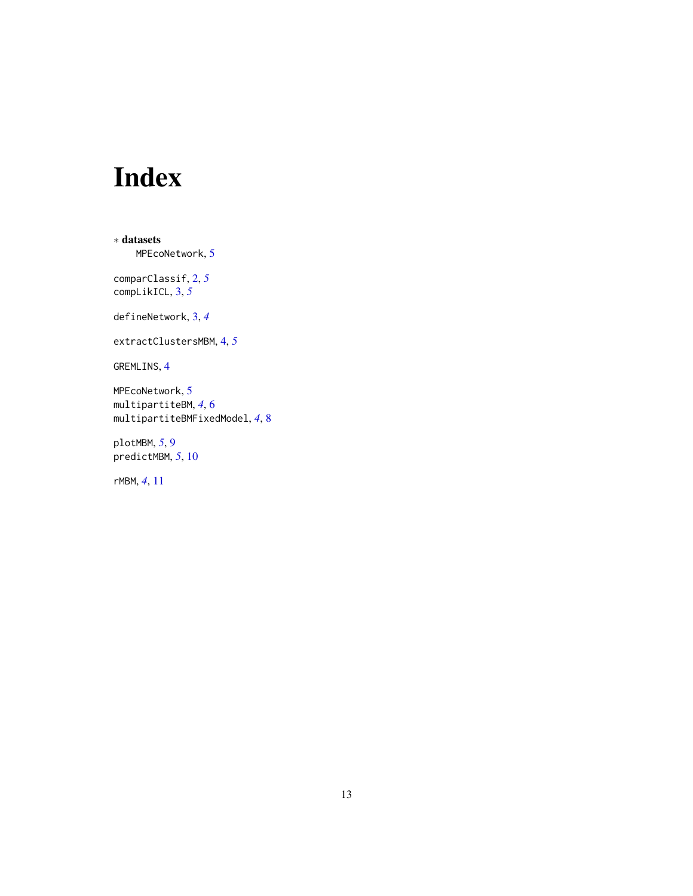# Index

∗ **datasets**
    MPEcoNetwork, 5

comparClassif, 2, *5*
compLikICL, 3, *5*

defineNetwork, 3, *4*

extractClustersMBM, 4, *5*

GREMLINS, 4

MPEcoNetwork, 5
multipartiteBM, *4*, 6
multipartiteBMFixedModel, *4*, 8

plotMBM, *5*, 9
predictMBM, *5*, 10

rMBM, *4*, 11